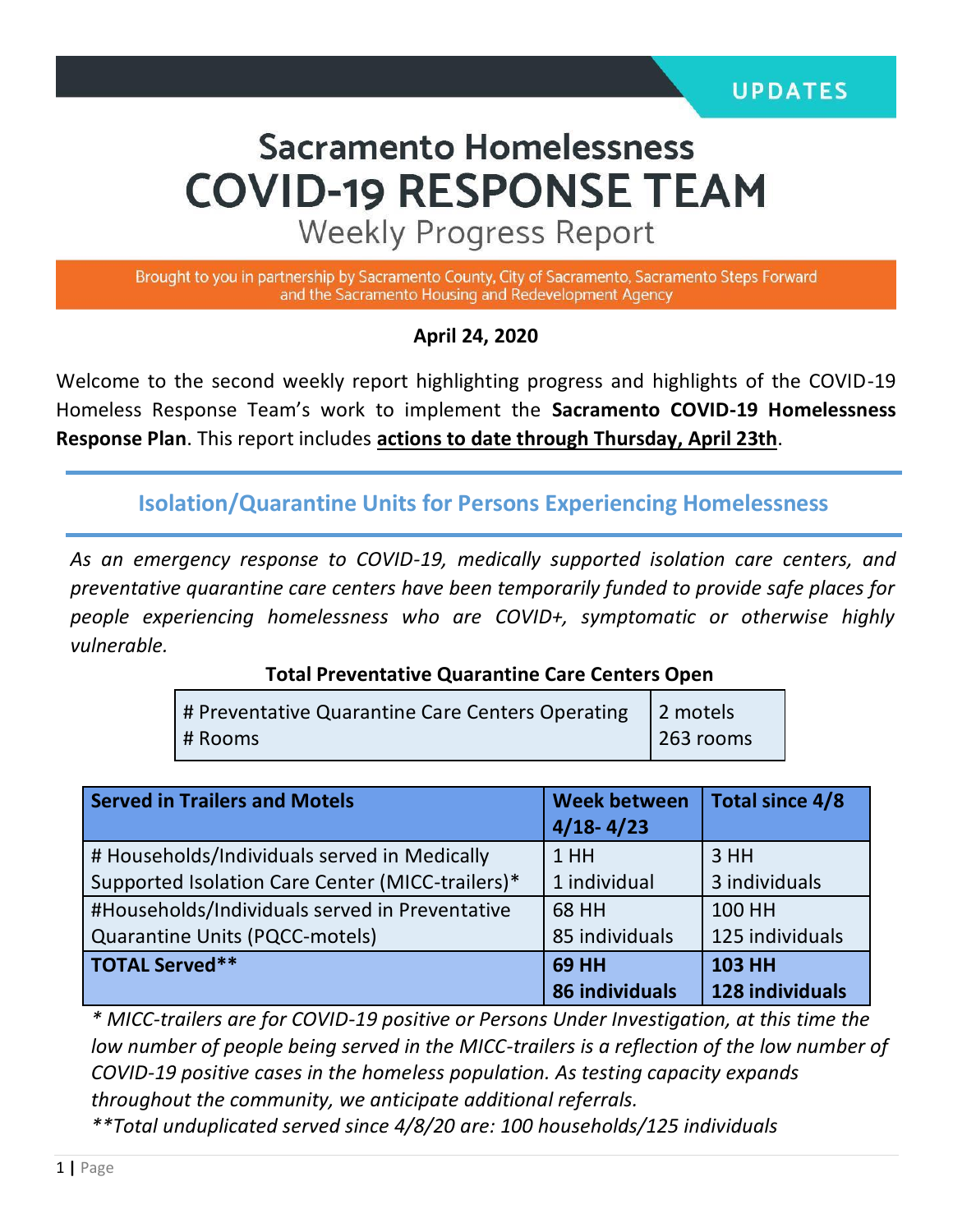UPDATES

# Sacramento Homelessness COVID-19 RESPONSE TEAM

## Weekly Progress Report

Brought to you in partnership by Sacramento County, City of Sacramento, Sacramento Steps Forward and the Sacramento Housing and Redevelopment Agency

**April 24, 2020**

Welcome to the second weekly report highlighting progress and highlights of the COVID-19 Homeless Response Team's work to implement the **Sacramento COVID-19 Homelessness Response Plan**. This report includes **actions to date through Thursday, April 23th**.

## Isolation/Quarantine Units for Persons Experiencing Homelessness

*As an emergency response to COVID-19, medically supported isolation care centers, and preventative quarantine care centers have been temporarily funded to provide safe places for people experiencing homelessness who are COVID+, symptomatic or otherwise highly vulnerable.*

**Total Preventative Quarantine Care Centers Open**

| | |
|---|---|
| # Preventative Quarantine Care Centers Operating<br># Rooms | 2 motels<br>263 rooms |

| Served in Trailers and Motels | Week between 4/18- 4/23 | Total since 4/8 |
|---|---|---|
| # Households/Individuals served in Medically Supported Isolation Care Center (MICC-trailers)* | 1 HH<br>1 individual | 3 HH<br>3 individuals |
| #Households/Individuals served in Preventative Quarantine Units (PQCC-motels) | 68 HH<br>85 individuals | 100 HH<br>125 individuals |
| **TOTAL Served**** | **69 HH<br>86 individuals** | **103 HH<br>128 individuals** |

*\* MICC-trailers are for COVID-19 positive or Persons Under Investigation, at this time the low number of people being served in the MICC-trailers is a reflection of the low number of COVID-19 positive cases in the homeless population. As testing capacity expands throughout the community, we anticipate additional referrals.*

*\*\*Total unduplicated served since 4/8/20 are: 100 households/125 individuals*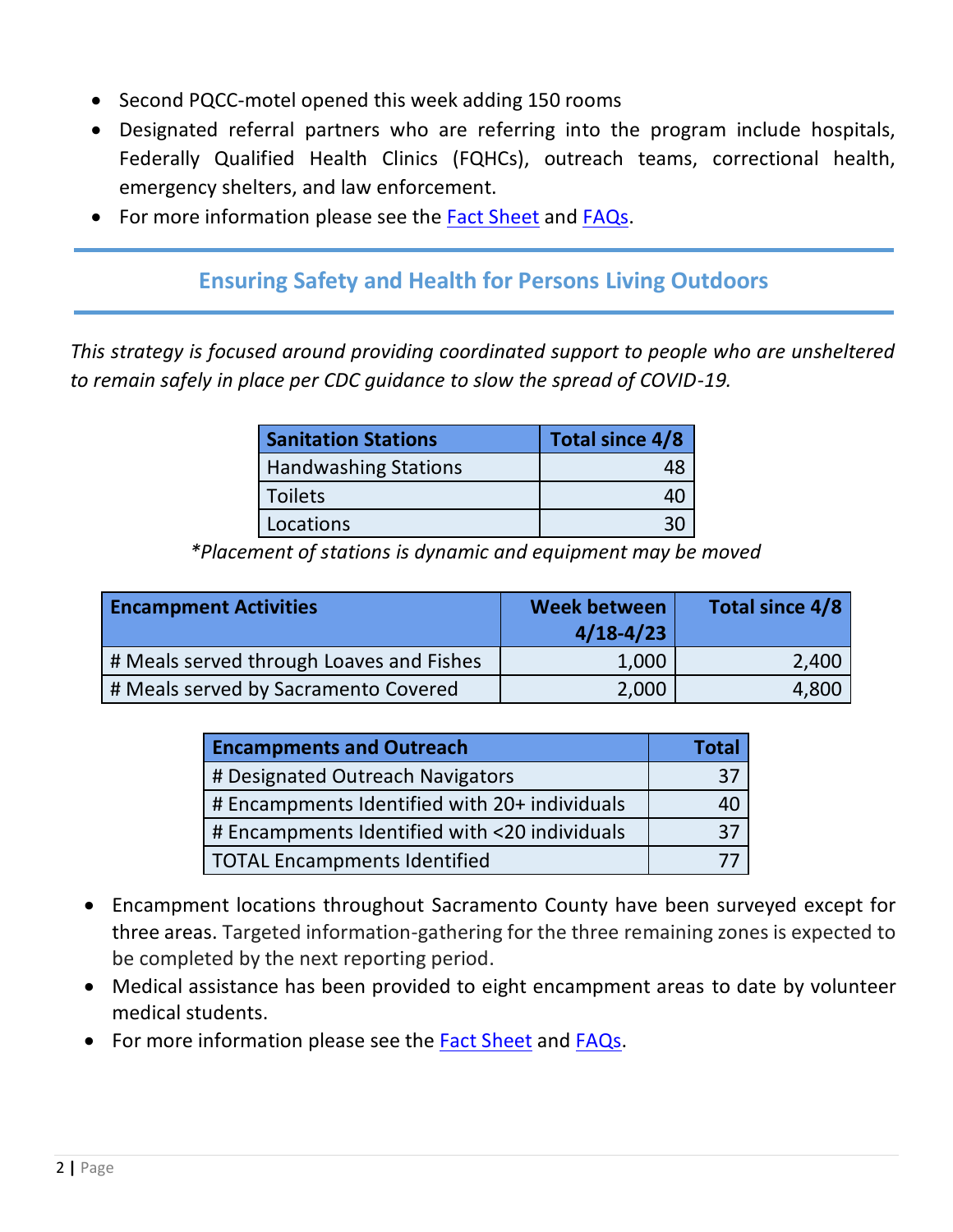- Second PQCC-motel opened this week adding 150 rooms
- Designated referral partners who are referring into the program include hospitals, Federally Qualified Health Clinics (FQHCs), outreach teams, correctional health, emergency shelters, and law enforcement.
- For more information please see the Fact Sheet and FAQs.

## Ensuring Safety and Health for Persons Living Outdoors

*This strategy is focused around providing coordinated support to people who are unsheltered to remain safely in place per CDC guidance to slow the spread of COVID-19.*

| Sanitation Stations | Total since 4/8 |
|---|---|
| Handwashing Stations | 48 |
| Toilets | 40 |
| Locations | 30 |

*\*Placement of stations is dynamic and equipment may be moved*

| Encampment Activities | Week between 4/18-4/23 | Total since 4/8 |
|---|---|---|
| # Meals served through Loaves and Fishes | 1,000 | 2,400 |
| # Meals served by Sacramento Covered | 2,000 | 4,800 |

| Encampments and Outreach | Total |
|---|---|
| # Designated Outreach Navigators | 37 |
| # Encampments Identified with 20+ individuals | 40 |
| # Encampments Identified with <20 individuals | 37 |
| TOTAL Encampments Identified | 77 |

- Encampment locations throughout Sacramento County have been surveyed except for three areas. Targeted information-gathering for the three remaining zones is expected to be completed by the next reporting period.
- Medical assistance has been provided to eight encampment areas to date by volunteer medical students.
- For more information please see the Fact Sheet and FAQs.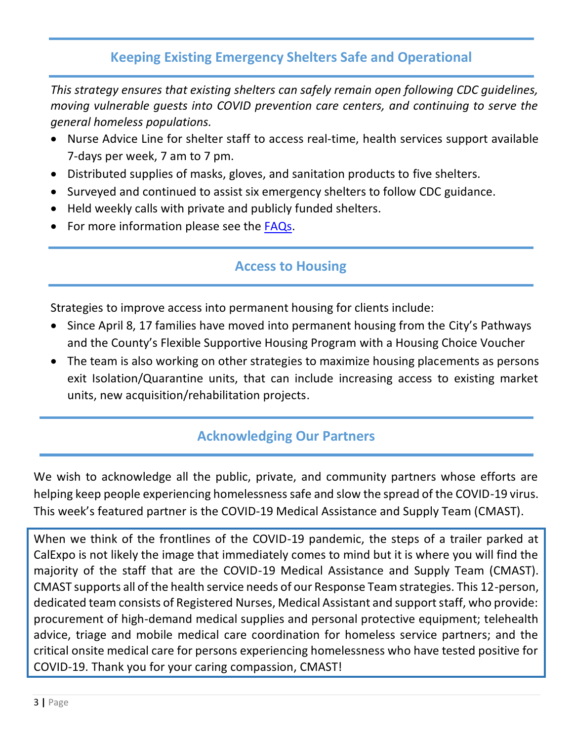## Keeping Existing Emergency Shelters Safe and Operational

*This strategy ensures that existing shelters can safely remain open following CDC guidelines, moving vulnerable guests into COVID prevention care centers, and continuing to serve the general homeless populations.*

- Nurse Advice Line for shelter staff to access real-time, health services support available 7-days per week, 7 am to 7 pm.
- Distributed supplies of masks, gloves, and sanitation products to five shelters.
- Surveyed and continued to assist six emergency shelters to follow CDC guidance.
- Held weekly calls with private and publicly funded shelters.
- For more information please see the FAQs.

## Access to Housing

Strategies to improve access into permanent housing for clients include:

- Since April 8, 17 families have moved into permanent housing from the City's Pathways and the County's Flexible Supportive Housing Program with a Housing Choice Voucher
- The team is also working on other strategies to maximize housing placements as persons exit Isolation/Quarantine units, that can include increasing access to existing market units, new acquisition/rehabilitation projects.

## Acknowledging Our Partners

We wish to acknowledge all the public, private, and community partners whose efforts are helping keep people experiencing homelessness safe and slow the spread of the COVID-19 virus. This week's featured partner is the COVID-19 Medical Assistance and Supply Team (CMAST).

When we think of the frontlines of the COVID-19 pandemic, the steps of a trailer parked at CalExpo is not likely the image that immediately comes to mind but it is where you will find the majority of the staff that are the COVID-19 Medical Assistance and Supply Team (CMAST). CMAST supports all of the health service needs of our Response Team strategies. This 12-person, dedicated team consists of Registered Nurses, Medical Assistant and support staff, who provide: procurement of high-demand medical supplies and personal protective equipment; telehealth advice, triage and mobile medical care coordination for homeless service partners; and the critical onsite medical care for persons experiencing homelessness who have tested positive for COVID-19. Thank you for your caring compassion, CMAST!